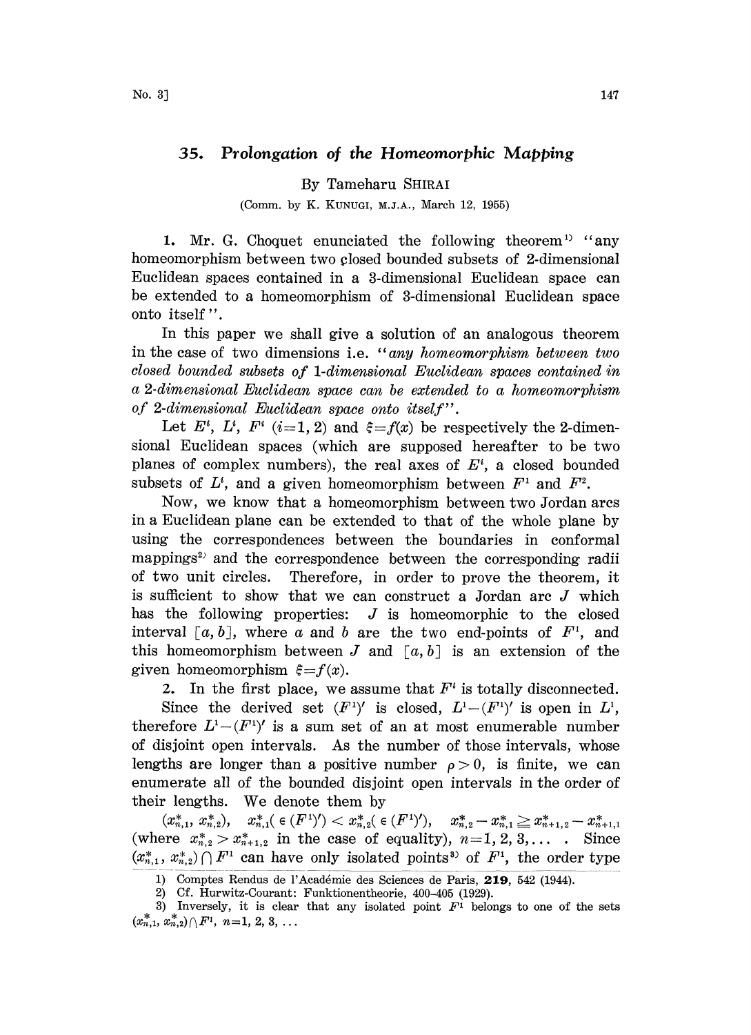# 35. *Prolongation of the Homeomorphic Mapping*

By Tameharu SHIRAI

(Comm. by K. KUNUGI, M.J.A., March 12, 1955)

1. Mr. G. Choquet enunciated the following theorem[1] "any homeomorphism between two closed bounded subsets of 2-dimensional Euclidean spaces contained in a 3-dimensional Euclidean space can be extended to a homeomorphism of 3-dimensional Euclidean space onto itself".

In this paper we shall give a solution of an analogous theorem in the case of two dimensions i.e. "*any homeomorphism between two closed bounded subsets of 1-dimensional Euclidean spaces contained in a 2-dimensional Euclidean space can be extended to a homeomorphism of 2-dimensional Euclidean space onto itself*".

Let $E^i$, $L^i$, $F^i$ $(i=1, 2)$ and $\xi=f(x)$ be respectively the 2-dimensional Euclidean spaces (which are supposed hereafter to be two planes of complex numbers), the real axes of $E^i$, a closed bounded subsets of $L^i$, and a given homeomorphism between $F^1$ and $F^2$.

Now, we know that a homeomorphism between two Jordan arcs in a Euclidean plane can be extended to that of the whole plane by using the correspondences between the boundaries in conformal mappings[2] and the correspondence between the corresponding radii of two unit circles. Therefore, in order to prove the theorem, it is sufficient to show that we can construct a Jordan arc $J$ which has the following properties: $J$ is homeomorphic to the closed interval $[a, b]$, where $a$ and $b$ are the two end-points of $F^1$, and this homeomorphism between $J$ and $[a, b]$ is an extension of the given homeomorphism $\xi=f(x)$.

2. In the first place, we assume that $F^i$ is totally disconnected.

Since the derived set $(F^1)'$ is closed, $L^1-(F^1)'$ is open in $L^1$, therefore $L^1-(F^1)'$ is a sum set of an at most enumerable number of disjoint open intervals. As the number of those intervals, whose lengths are longer than a positive number $\rho>0$, is finite, we can enumerate all of the bounded disjoint open intervals in the order of their lengths. We denote them by

$(x^*_{n,1}, x^*_{n,2})$, $\quad x^*_{n,1}(\in(F^1)')<x^*_{n,2}(\in(F^1)')$, $\quad x^*_{n,2}-x^*_{n,1}\geqq x^*_{n+1,2}-x^*_{n+1,1}$
(where $x^*_{n,2}>x^*_{n+1,2}$ in the case of equality), $n=1, 2, 3, \ldots$ . Since $(x^*_{n,1}, x^*_{n,2})\cap F^1$ can have only isolated points[3] of $F^1$, the order type

---

1) Comptes Rendus de l'Académie des Sciences de Paris, **219**, 542 (1944).

2) Cf. Hurwitz-Courant: Funktionentheorie, 400-405 (1929).

3) Inversely, it is clear that any isolated point $F^1$ belongs to one of the sets $(x^*_{n,1}, x^*_{n,2})\cap F^1$, $n=1, 2, 3, \ldots$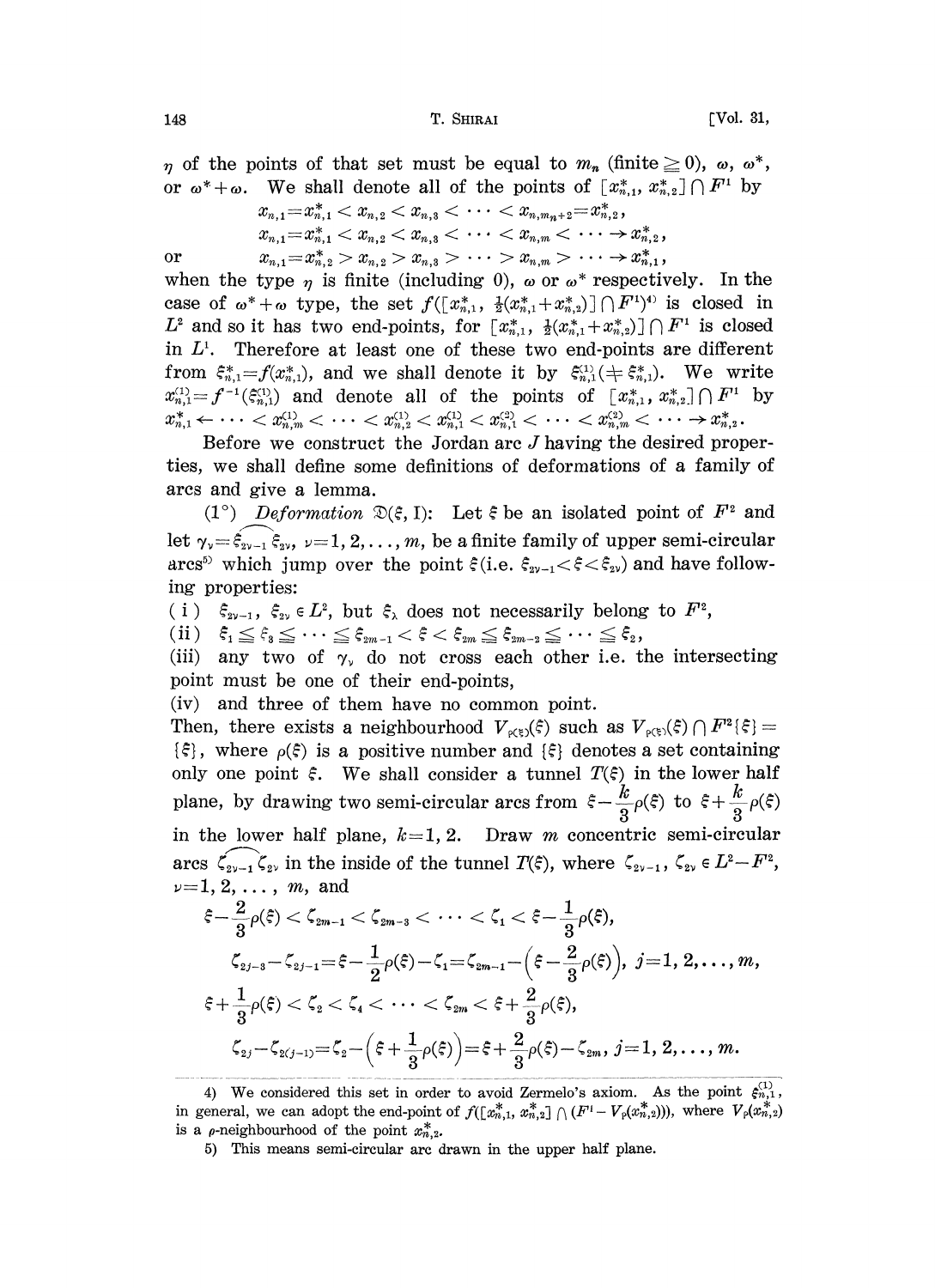$\eta$ of the points of that set must be equal to $m_n$ (finite $\geqq 0$), $\omega$, $\omega^*$, or $\omega^*+\omega$. We shall denote all of the points of $[x^*_{n,1}, x^*_{n,2}] \cap F^1$ by

$$x_{n,1}=x^*_{n,1} < x_{n,2} < x_{n,3} < \cdots < x_{n,m_n+2}=x^*_{n,2},$$

$$x_{n,1}=x^*_{n,1} < x_{n,2} < x_{n,3} < \cdots < x_{n,m} < \cdots \to x^*_{n,2},$$

or

$$x_{n,1}=x^*_{n,2} > x_{n,2} > x_{n,3} > \cdots > x_{n,m} > \cdots \to x^*_{n,1},$$

when the type $\eta$ is finite (including 0), $\omega$ or $\omega^*$ respectively. In the case of $\omega^*+\omega$ type, the set $f([x^*_{n,1}, \frac{1}{2}(x^*_{n,1}+x^*_{n,2})] \cap F^1)$[4] is closed in $L^2$ and so it has two end-points, for $[x^*_{n,1}, \frac{1}{2}(x^*_{n,1}+x^*_{n,2})] \cap F^1$ is closed in $L^1$. Therefore at least one of these two end-points are different from $\xi^*_{n,1}=f(x^*_{n,1})$, and we shall denote it by $\xi^{(1)}_{n,1} (\neq \xi^*_{n,1})$. We write $x^{(1)}_{n,1}=f^{-1}(\xi^{(1)}_{n,1})$ and denote all of the points of $[x^*_{n,1}, x^*_{n,2}] \cap F^1$ by $x^*_{n,1} \leftarrow \cdots < x^{(1)}_{n,m} < \cdots < x^{(1)}_{n,2} < x^{(1)}_{n,1} < x^{(2)}_{n,1} < \cdots < x^{(2)}_{n,m} < \cdots \to x^*_{n,2}$.

Before we construct the Jordan arc $J$ having the desired properties, we shall define some definitions of deformations of a family of arcs and give a lemma.

(1°) *Deformation* $\mathfrak{D}(\xi, \mathrm{I})$: Let $\xi$ be an isolated point of $F^2$ and let $\gamma_\nu=\widehat{\xi_{2\nu-1}\xi_{2\nu}}$, $\nu=1, 2, \dots, m$, be a finite family of upper semi-circular arcs[5] which jump over the point $\xi$ (i.e. $\xi_{2\nu-1}<\xi<\xi_{2\nu}$) and have following properties:

(i) $\xi_{2\nu-1}$, $\xi_{2\nu} \in L^2$, but $\xi_\lambda$ does not necessarily belong to $F^2$,

(ii) $\xi_1 \leqq \xi_3 \leqq \cdots \leqq \xi_{2m-1} < \xi < \xi_{2m} \leqq \xi_{2m-2} \leqq \cdots \leqq \xi_2$,

(iii) any two of $\gamma_\nu$ do not cross each other i.e. the intersecting point must be one of their end-points,

(iv) and three of them have no common point.

Then, there exists a neighbourhood $V_{\rho(\xi)}(\xi)$ such as $V_{\rho(\xi)}(\xi) \cap F^2\{\xi\} = \{\xi\}$, where $\rho(\xi)$ is a positive number and $\{\xi\}$ denotes a set containing only one point $\xi$. We shall consider a tunnel $T(\xi)$ in the lower half plane, by drawing two semi-circular arcs from $\xi-\frac{k}{3}\rho(\xi)$ to $\xi+\frac{k}{3}\rho(\xi)$ in the lower half plane, $k=1, 2$. Draw $m$ concentric semi-circular arcs $\widehat{\zeta_{2\nu-1}\zeta_{2\nu}}$ in the inside of the tunnel $T(\xi)$, where $\zeta_{2\nu-1}$, $\zeta_{2\nu} \in L^2-F^2$, $\nu=1, 2, \dots, m$, and

$$\xi-\frac{2}{3}\rho(\xi) < \zeta_{2m-1} < \zeta_{2m-3} < \cdots < \zeta_1 < \xi-\frac{1}{3}\rho(\xi),$$

$$\zeta_{2j-3}-\zeta_{2j-1}=\xi-\frac{1}{2}\rho(\xi)-\zeta_1=\zeta_{2m-1}-\left(\xi-\frac{2}{3}\rho(\xi)\right),\ j=1, 2, \dots, m,$$

$$\xi+\frac{1}{3}\rho(\xi) < \zeta_2 < \zeta_4 < \cdots < \zeta_{2m} < \xi+\frac{2}{3}\rho(\xi),$$

$$\zeta_{2j}-\zeta_{2(j-1)}=\zeta_2-\left(\xi+\frac{1}{3}\rho(\xi)\right)=\xi+\frac{2}{3}\rho(\xi)-\zeta_{2m},\ j=1, 2, \dots, m.$$

---

4) We considered this set in order to avoid Zermelo's axiom. As the point $\xi^{(1)}_{n,1}$, in general, we can adopt the end-point of $f([x^*_{n,1}, x^*_{n,2}] \cap (F^1 - V_\rho(x^*_{n,2})))$, where $V_\rho(x^*_{n,2})$ is a $\rho$-neighbourhood of the point $x^*_{n,2}$.

5) This means semi-circular arc drawn in the upper half plane.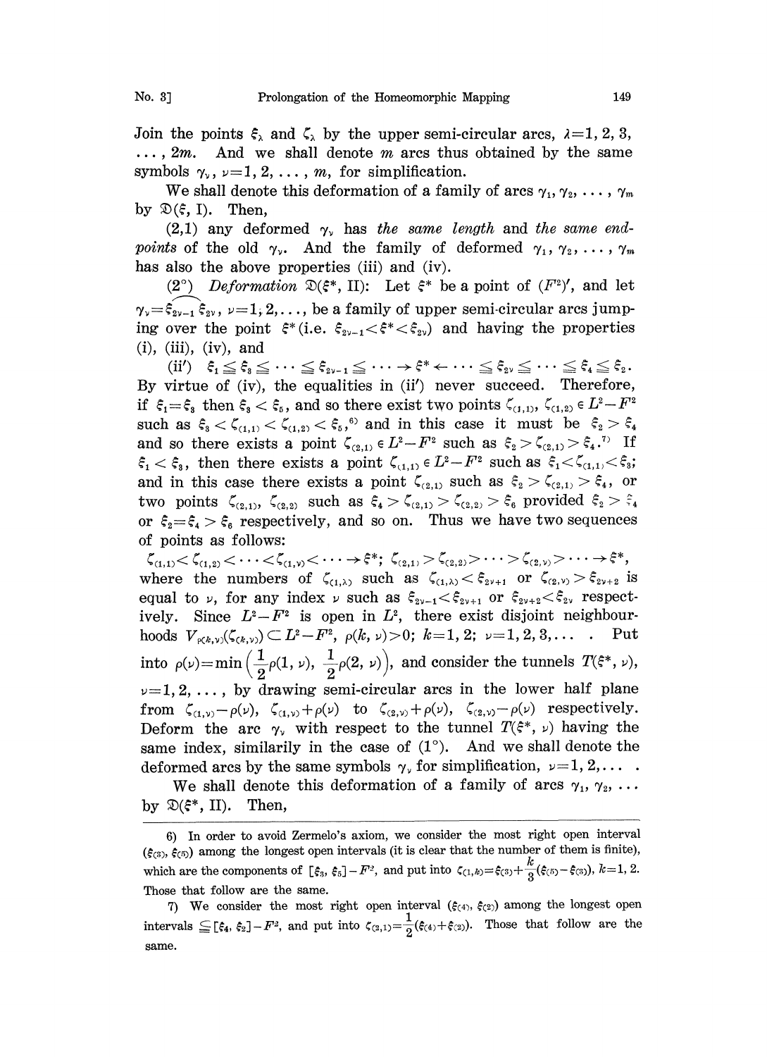Join the points $\xi_\lambda$ and $\zeta_\lambda$ by the upper semi-circular arcs, $\lambda=1, 2, 3, \dots, 2m$. And we shall denote $m$ arcs thus obtained by the same symbols $\gamma_\nu$, $\nu=1, 2, \dots, m$, for simplification.

We shall denote this deformation of a family of arcs $\gamma_1, \gamma_2, \dots, \gamma_m$ by $\mathfrak{D}(\xi, \text{I})$. Then,

(2,1) any deformed $\gamma_\nu$ has *the same length* and *the same end-points* of the old $\gamma_\nu$. And the family of deformed $\gamma_1, \gamma_2, \dots, \gamma_m$ has also the above properties (iii) and (iv).

(2°) *Deformation* $\mathfrak{D}(\xi^*, \text{II})$: Let $\xi^*$ be a point of $(F^2)'$, and let $\gamma_\nu=\widehat{\xi_{2\nu-1}\xi_{2\nu}}$, $\nu=1, 2, \dots$, be a family of upper semi-circular arcs jumping over the point $\xi^*$ (i.e. $\xi_{2\nu-1}<\xi^*<\xi_{2\nu}$) and having the properties (i), (iii), (iv), and

(ii′) $\xi_1 \leqq \xi_3 \leqq \cdots \leqq \xi_{2\nu-1} \leqq \cdots \to \xi^* \leftarrow \cdots \leqq \xi_{2\nu} \leqq \cdots \leqq \xi_4 \leqq \xi_2$.

By virtue of (iv), the equalities in (ii′) never succeed. Therefore, if $\xi_1=\xi_3$ then $\xi_3<\xi_5$, and so there exist two points $\zeta_{(1,1)}, \zeta_{(1,2)} \in L^2-F^2$ such as $\xi_3<\zeta_{(1,1)}<\zeta_{(1,2)}<\xi_5$,[6] and in this case it must be $\xi_2>\xi_4$ and so there exists a point $\zeta_{(2,1)} \in L^2-F^2$ such as $\xi_2>\zeta_{(2,1)}>\xi_4$.[7] If $\xi_1<\xi_3$, then there exists a point $\zeta_{(1,1)} \in L^2-F^2$ such as $\xi_1<\zeta_{(1,1)}<\xi_3$; and in this case there exists a point $\zeta_{(2,1)}$ such as $\xi_2>\zeta_{(2,1)}>\xi_4$, or two points $\zeta_{(2,1)}, \zeta_{(2,2)}$ such as $\xi_4>\zeta_{(2,1)}>\zeta_{(2,2)}>\xi_6$ provided $\xi_2>\xi_4$ or $\xi_2=\xi_4>\xi_6$ respectively, and so on. Thus we have two sequences of points as follows:

$$\zeta_{(1,1)}<\zeta_{(1,2)}<\cdots<\zeta_{(1,\nu)}<\cdots\to\xi^*;\ \zeta_{(2,1)}>\zeta_{(2,2)}>\cdots>\zeta_{(2,\nu)}>\cdots\to\xi^*,$$

where the numbers of $\zeta_{(1,\lambda)}$ such as $\zeta_{(1,\lambda)}<\xi_{2\nu+1}$ or $\zeta_{(2,\nu)}>\xi_{2\nu+2}$ is equal to $\nu$, for any index $\nu$ such as $\xi_{2\nu-1}<\xi_{2\nu+1}$ or $\xi_{2\nu+2}<\xi_{2\nu}$ respectively. Since $L^2-F^2$ is open in $L^2$, there exist disjoint neighbourhoods $V_{\rho(k,\nu)}(\zeta_{(k,\nu)}) \subset L^2-F^2$, $\rho(k,\nu)>0$; $k=1, 2$; $\nu=1, 2, 3, \dots$. Put into $\rho(\nu)=\min\left(\frac{1}{2}\rho(1,\nu), \frac{1}{2}\rho(2,\nu)\right)$, and consider the tunnels $T(\xi^*, \nu)$, $\nu=1, 2, \dots$, by drawing semi-circular arcs in the lower half plane from $\zeta_{(1,\nu)}-\rho(\nu)$, $\zeta_{(1,\nu)}+\rho(\nu)$ to $\zeta_{(2,\nu)}+\rho(\nu)$, $\zeta_{(2,\nu)}-\rho(\nu)$ respectively. Deform the arc $\gamma_\nu$ with respect to the tunnel $T(\xi^*, \nu)$ having the same index, similarily in the case of (1°). And we shall denote the deformed arcs by the same symbols $\gamma_\nu$ for simplification, $\nu=1, 2, \dots$.

We shall denote this deformation of a family of arcs $\gamma_1, \gamma_2, \dots$ by $\mathfrak{D}(\xi^*, \text{II})$. Then,

---

6) In order to avoid Zermelo's axiom, we consider the most right open interval $(\xi_{(3)}, \xi_{(5)})$ among the longest open intervals (it is clear that the number of them is finite), which are the components of $[\xi_3, \xi_5]-F^2$, and put into $\zeta_{(1,k)}=\xi_{(3)}+\frac{k}{3}(\xi_{(5)}-\xi_{(3)})$, $k=1, 2$. Those that follow are the same.

7) We consider the most right open interval $(\xi_{(4)}, \xi_{(2)})$ among the longest open intervals $\subseteqq [\xi_4, \xi_2]-F^2$, and put into $\zeta_{(2,1)}=\frac{1}{2}(\xi_{(4)}+\xi_{(2)})$. Those that follow are the same.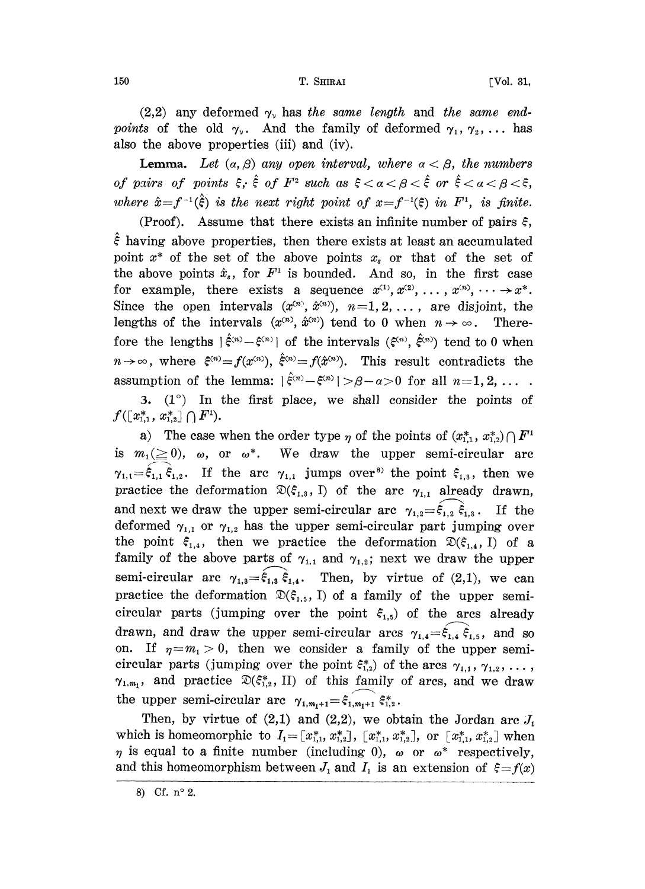(2,2) any deformed $\gamma_\nu$ has *the same length* and *the same end-points* of the old $\gamma_\nu$. And the family of deformed $\gamma_1, \gamma_2, \dots$ has also the above properties (iii) and (iv).

**Lemma.** *Let $(\alpha, \beta)$ any open interval, where $\alpha < \beta$, the numbers of pairs of points $\xi, \hat{\xi}$ of $F^2$ such as $\xi < \alpha < \beta < \hat{\xi}$ or $\hat{\xi} < \alpha < \beta < \xi$, where $\hat{x} = f^{-1}(\hat{\xi})$ is the next right point of $x = f^{-1}(\xi)$ in $F^1$, is finite.*

(Proof). Assume that there exists an infinite number of pairs $\xi$, $\hat{\xi}$ having above properties, then there exists at least an accumulated point $x^*$ of the set of the above points $x_s$ or that of the set of the above points $\hat{x}_s$, for $F^1$ is bounded. And so, in the first case for example, there exists a sequence $x^{(1)}, x^{(2)}, \dots, x^{(n)}, \dots \to x^*$. Since the open intervals $(x^{(n)}, \hat{x}^{(n)})$, $n = 1, 2, \dots$, are disjoint, the lengths of the intervals $(x^{(n)}, \hat{x}^{(n)})$ tend to 0 when $n \to \infty$. Therefore the lengths $|\hat{\xi}^{(n)} - \xi^{(n)}|$ of the intervals $(\xi^{(n)}, \hat{\xi}^{(n)})$ tend to 0 when $n \to \infty$, where $\xi^{(n)} = f(x^{(n)})$, $\hat{\xi}^{(n)} = f(\hat{x}^{(n)})$. This result contradicts the assumption of the lemma: $|\hat{\xi}^{(n)} - \xi^{(n)}| > \beta - \alpha > 0$ for all $n = 1, 2, \dots$.

3. (1°) In the first place, we shall consider the points of $f([x^*_{1,1}, x^*_{1,2}] \cap F^1)$.

a) The case when the order type $\eta$ of the points of $(x^*_{1,1}, x^*_{1,2}) \cap F^1$ is $m_1 (\geqq 0)$, $\omega$, or $\omega^*$. We draw the upper semi-circular arc $\gamma_{1,1} = \widehat{\xi_{1,1}\, \xi_{1,2}}$. If the arc $\gamma_{1,1}$ jumps over[8] the point $\xi_{1,3}$, then we practice the deformation $\mathfrak{D}(\xi_{1,3}, \mathrm{I})$ of the arc $\gamma_{1,1}$ already drawn, and next we draw the upper semi-circular arc $\gamma_{1,2} = \widehat{\xi_{1,2}\, \xi_{1,3}}$. If the deformed $\gamma_{1,1}$ or $\gamma_{1,2}$ has the upper semi-circular part jumping over the point $\xi_{1,4}$, then we practice the deformation $\mathfrak{D}(\xi_{1,4}, \mathrm{I})$ of a family of the above parts of $\gamma_{1,1}$ and $\gamma_{1,2}$; next we draw the upper semi-circular arc $\gamma_{1,3} = \widehat{\xi_{1,3}\, \xi_{1,4}}$. Then, by virtue of (2,1), we can practice the deformation $\mathfrak{D}(\xi_{1,5}, \mathrm{I})$ of a family of the upper semi-circular parts (jumping over the point $\xi_{1,5}$) of the arcs already drawn, and draw the upper semi-circular arcs $\gamma_{1,4} = \widehat{\xi_{1,4}\, \xi_{1,5}}$, and so on. If $\eta = m_1 > 0$, then we consider a family of the upper semi-circular parts (jumping over the point $\xi^*_{1,2}$) of the arcs $\gamma_{1,1}, \gamma_{1,2}, \dots, \gamma_{1,m_1}$, and practice $\mathfrak{D}(\xi^*_{1,2}, \mathrm{II})$ of this family of arcs, and we draw the upper semi-circular arc $\gamma_{1,m_1+1} = \widehat{\xi_{1,m_1+1}\, \xi^*_{1,2}}$.

Then, by virtue of (2,1) and (2,2), we obtain the Jordan arc $J_1$ which is homeomorphic to $I_1 = [x^*_{1,1}, x^*_{1,2}]$, $[x^*_{1,1}, x^*_{1,2}]$, or $[x^*_{1,1}, x^*_{1,2}]$ when $\eta$ is equal to a finite number (including 0), $\omega$ or $\omega^*$ respectively, and this homeomorphism between $J_1$ and $I_1$ is an extension of $\xi = f(x)$

8) Cf. n° 2.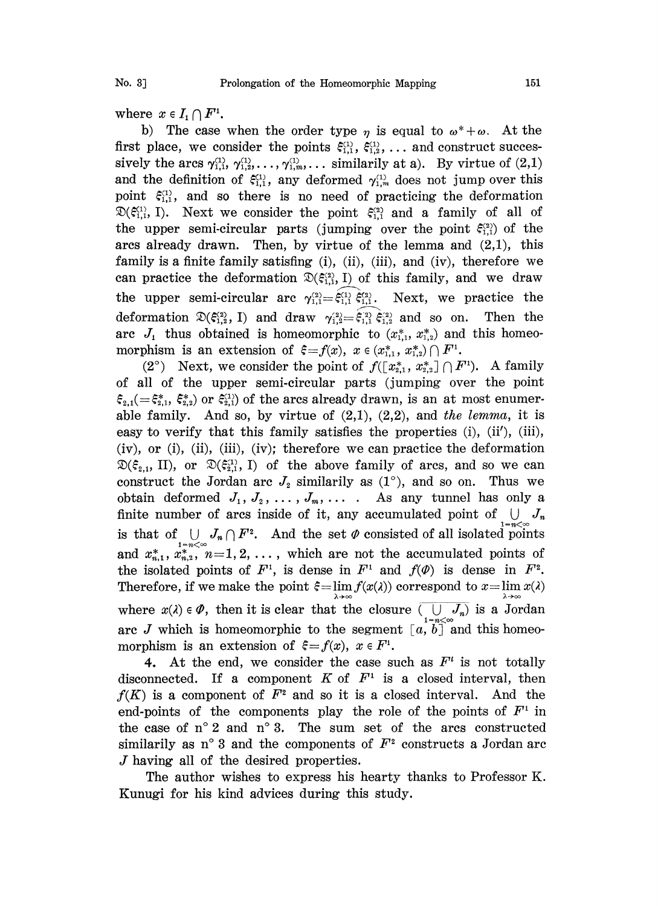where $x \in I_1 \cap F^1$.

b) The case when the order type $\eta$ is equal to $\omega^* + \omega$. At the first place, we consider the points $\xi_{1,1}^{(1)}, \xi_{1,2}^{(1)}, \dots$ and construct successively the arcs $\gamma_{1,1}^{(1)}, \gamma_{1,2}^{(1)}, \dots, \gamma_{1,m}^{(1)}, \dots$ similarily at a). By virtue of (2,1) and the definition of $\xi_{1,1}^{(1)}$, any deformed $\gamma_{1,m}^{(1)}$ does not jump over this point $\xi_{1,1}^{(1)}$, and so there is no need of practicing the deformation $\mathfrak{D}(\xi_{1,1}^{(1)}, \text{I})$. Next we consider the point $\xi_{1,1}^{(2)}$ and a family of all of the upper semi-circular parts (jumping over the point $\xi_{1,1}^{(2)}$) of the arcs already drawn. Then, by virtue of the lemma and (2,1), this family is a finite family satisfing (i), (ii), (iii), and (iv), therefore we can practice the deformation $\mathfrak{D}(\xi_{1,1}^{(2)}, \text{I})$ of this family, and we draw the upper semi-circular arc $\gamma_{1,1}^{(2)} = \widehat{\xi_{1,1}^{(1)} \xi_{1,1}^{(2)}}$. Next, we practice the deformation $\mathfrak{D}(\xi_{1,2}^{(2)}, \text{I})$ and draw $\gamma_{1,2}^{(2)} = \widehat{\xi_{1,1}^{(2)} \xi_{1,2}^{(2)}}$ and so on. Then the arc $J_1$ thus obtained is homeomorphic to $(x_{1,1}^*, x_{1,2}^*)$ and this homeomorphism is an extension of $\xi = f(x)$, $x \in (x_{1,1}^*, x_{1,2}^*) \cap F^1$.

(2°) Next, we consider the point of $f([x_{2,1}^*, x_{2,2}^*] \cap F^1)$. A family of all of the upper semi-circular parts (jumping over the point $\xi_{2,1} (= \xi_{2,1}^*, \xi_{2,2}^*)$ or $\xi_{2,1}^{(1)}$) of the arcs already drawn, is an at most enumerable family. And so, by virtue of (2,1), (2,2), and *the lemma*, it is easy to verify that this family satisfies the properties (i), (ii′), (iii), (iv), or (i), (ii), (iii), (iv); therefore we can practice the deformation $\mathfrak{D}(\xi_{2,1}, \text{II})$, or $\mathfrak{D}(\xi_{2,1}^{(1)}, \text{I})$ of the above family of arcs, and so we can construct the Jordan arc $J_2$ similarily as (1°), and so on. Thus we obtain deformed $J_1, J_2, \dots, J_m, \dots$ . As any tunnel has only a finite number of arcs inside of it, any accumulated point of $\bigcup_{1=n<\infty} J_n$ is that of $\bigcup_{1=n<\infty} J_n \cap F^2$. And the set $\Phi$ consisted of all isolated points and $x_{n,1}^*, x_{n,2}^*$, $n = 1, 2, \dots$, which are not the accumulated points of the isolated points of $F^1$, is dense in $F^1$ and $f(\Phi)$ is dense in $F^2$. Therefore, if we make the point $\xi = \lim_{\lambda \to \infty} f(x(\lambda))$ correspond to $x = \lim_{\lambda \to \infty} x(\lambda)$ where $x(\lambda) \in \Phi$, then it is clear that the closure $\overline{(\bigcup_{1=n<\infty} J_n)}$ is a Jordan arc $J$ which is homeomorphic to the segment $[a, b]$ and this homeomorphism is an extension of $\xi = f(x)$, $x \in F^1$.

4. At the end, we consider the case such as $F^i$ is not totally disconnected. If a component $K$ of $F^1$ is a closed interval, then $f(K)$ is a component of $F^2$ and so it is a closed interval. And the end-points of the components play the role of the points of $F^1$ in the case of n° 2 and n° 3. The sum set of the arcs constructed similarily as n° 3 and the components of $F^2$ constructs a Jordan arc $J$ having all of the desired properties.

The author wishes to express his hearty thanks to Professor K. Kunugi for his kind advices during this study.